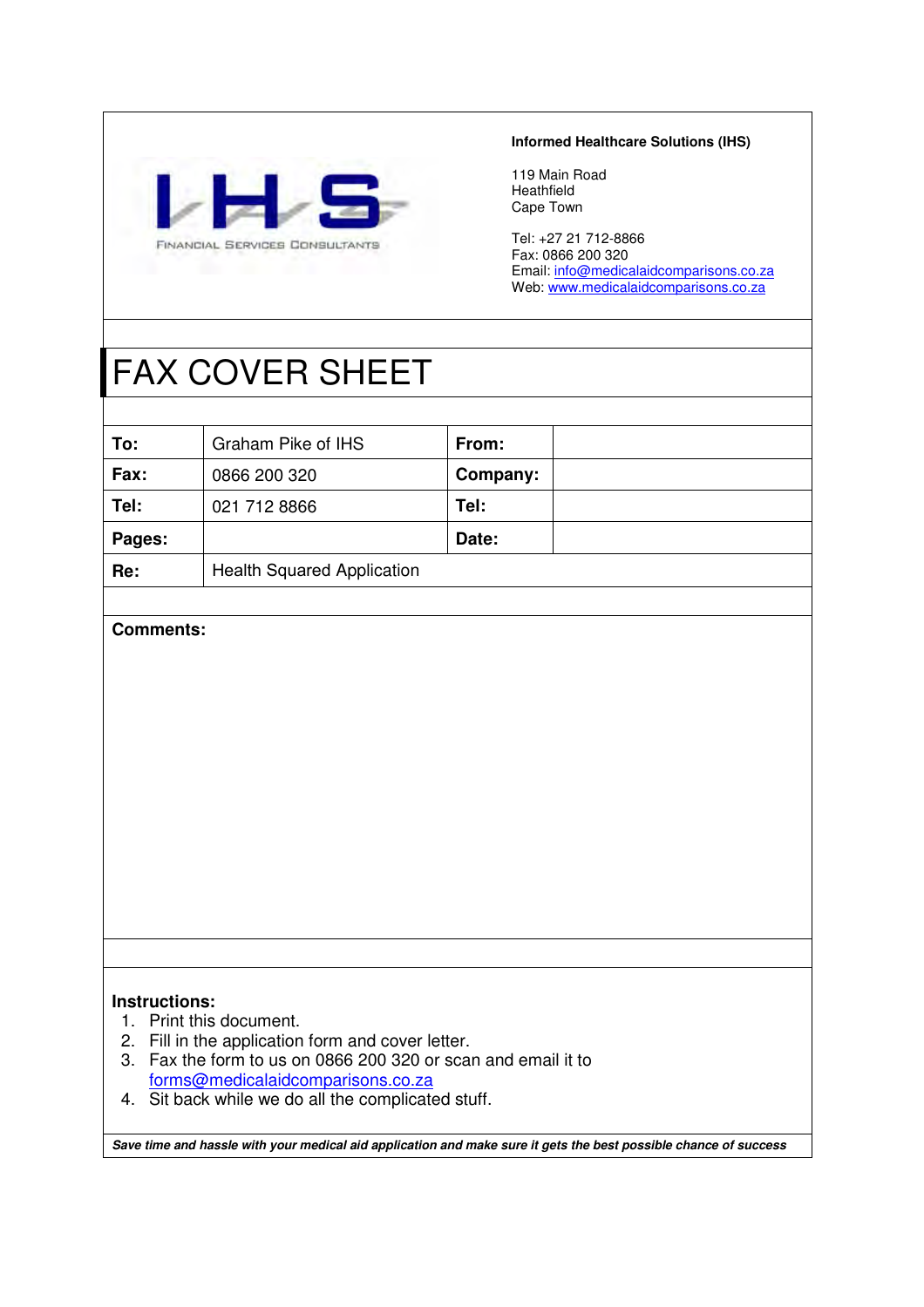IHS

FINANCIAL SERVICES CONSULTANTS

**Informed Healthcare Solutions (IHS)**

119 Main Road
Heathfield
Cape Town

Tel: +27 21 712-8866
Fax: 0866 200 320
Email: info@medicalaidcomparisons.co.za
Web: www.medicalaidcomparisons.co.za

# FAX COVER SHEET

| | | | |
|---|---|---|---|
| **To:** | Graham Pike of IHS | **From:** | |
| **Fax:** | 0866 200 320 | **Company:** | |
| **Tel:** | 021 712 8866 | **Tel:** | |
| **Pages:** | | **Date:** | |
| **Re:** | Health Squared Application | | |

**Comments:**

**Instructions:**

1. Print this document.
2. Fill in the application form and cover letter.
3. Fax the form to us on 0866 200 320 or scan and email it to forms@medicalaidcomparisons.co.za
4. Sit back while we do all the complicated stuff.

***Save time and hassle with your medical aid application and make sure it gets the best possible chance of success***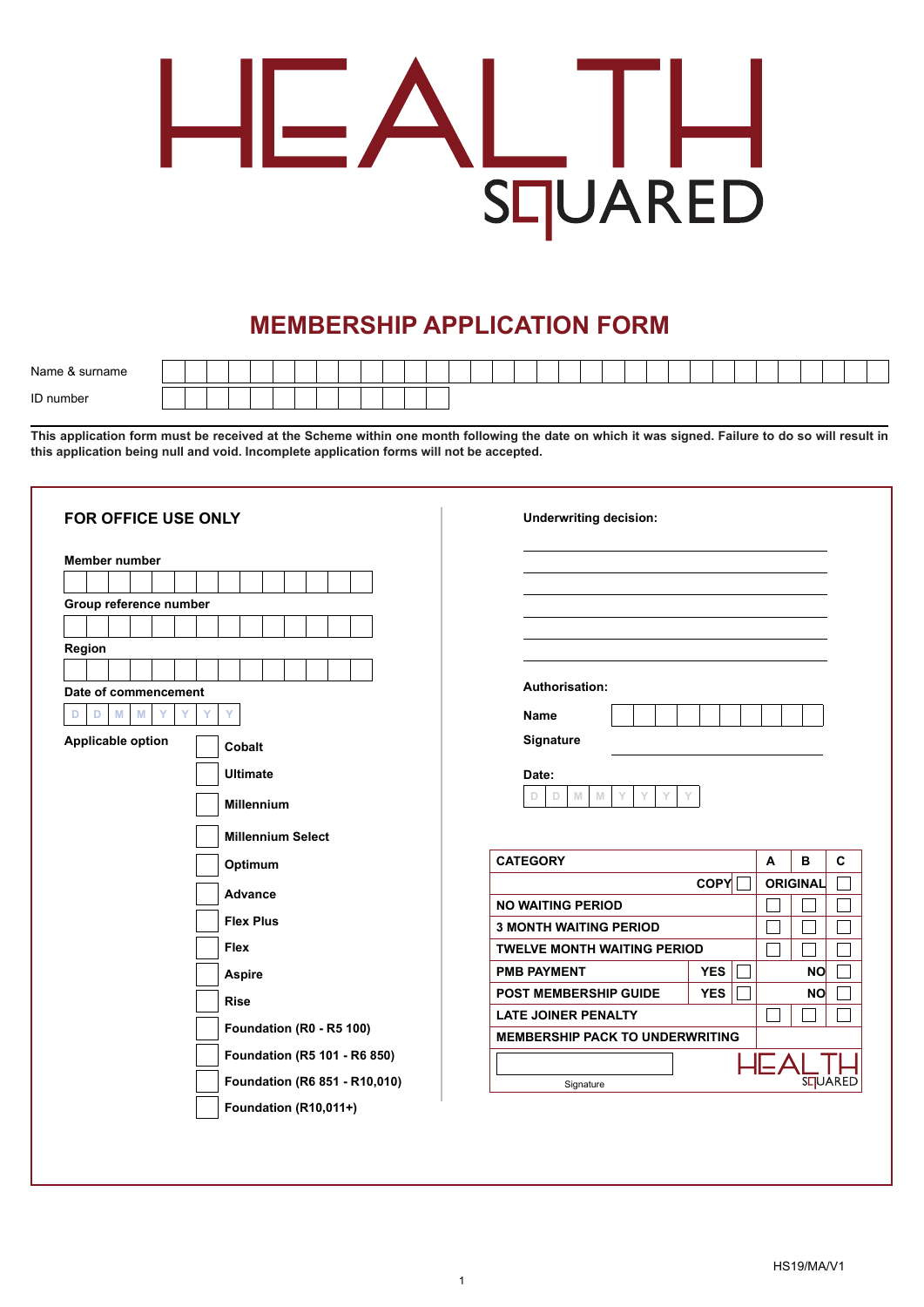# HEALTH SQUARED

## MEMBERSHIP APPLICATION FORM

Name & surname

ID number

**This application form must be received at the Scheme within one month following the date on which it was signed. Failure to do so will result in this application being null and void. Incomplete application forms will not be accepted.**

### FOR OFFICE USE ONLY

**Member number**

**Group reference number**

**Region**

**Date of commencement**

D D M M Y Y Y Y

**Applicable option**

- ☐ **Cobalt**
- ☐ **Ultimate**
- ☐ **Millennium**
- ☐ **Millennium Select**
- ☐ **Optimum**
- ☐ **Advance**
- ☐ **Flex Plus**
- ☐ **Flex**
- ☐ **Aspire**
- ☐ **Rise**
- ☐ **Foundation (R0 - R5 100)**
- ☐ **Foundation (R5 101 - R6 850)**
- ☐ **Foundation (R6 851 - R10,010)**
- ☐ **Foundation (R10,011+)**

**Underwriting decision:**

**Authorisation:**

**Name**

**Signature**

**Date:**

D D M M Y Y Y Y

| CATEGORY | | A | B | C |
|---|---|---|---|---|
| | COPY ☐ | ORIGINAL | | ☐ |
| NO WAITING PERIOD | | ☐ | ☐ | ☐ |
| 3 MONTH WAITING PERIOD | | ☐ | ☐ | ☐ |
| TWELVE MONTH WAITING PERIOD | | ☐ | ☐ | ☐ |
| PMB PAYMENT | YES ☐ | | NO | ☐ |
| POST MEMBERSHIP GUIDE | YES ☐ | | NO | ☐ |
| LATE JOINER PENALTY | | ☐ | ☐ | ☐ |
| MEMBERSHIP PACK TO UNDERWRITING | | | | |
| Signature | | HEALTH SQUARED | | |

HS19/MA/V1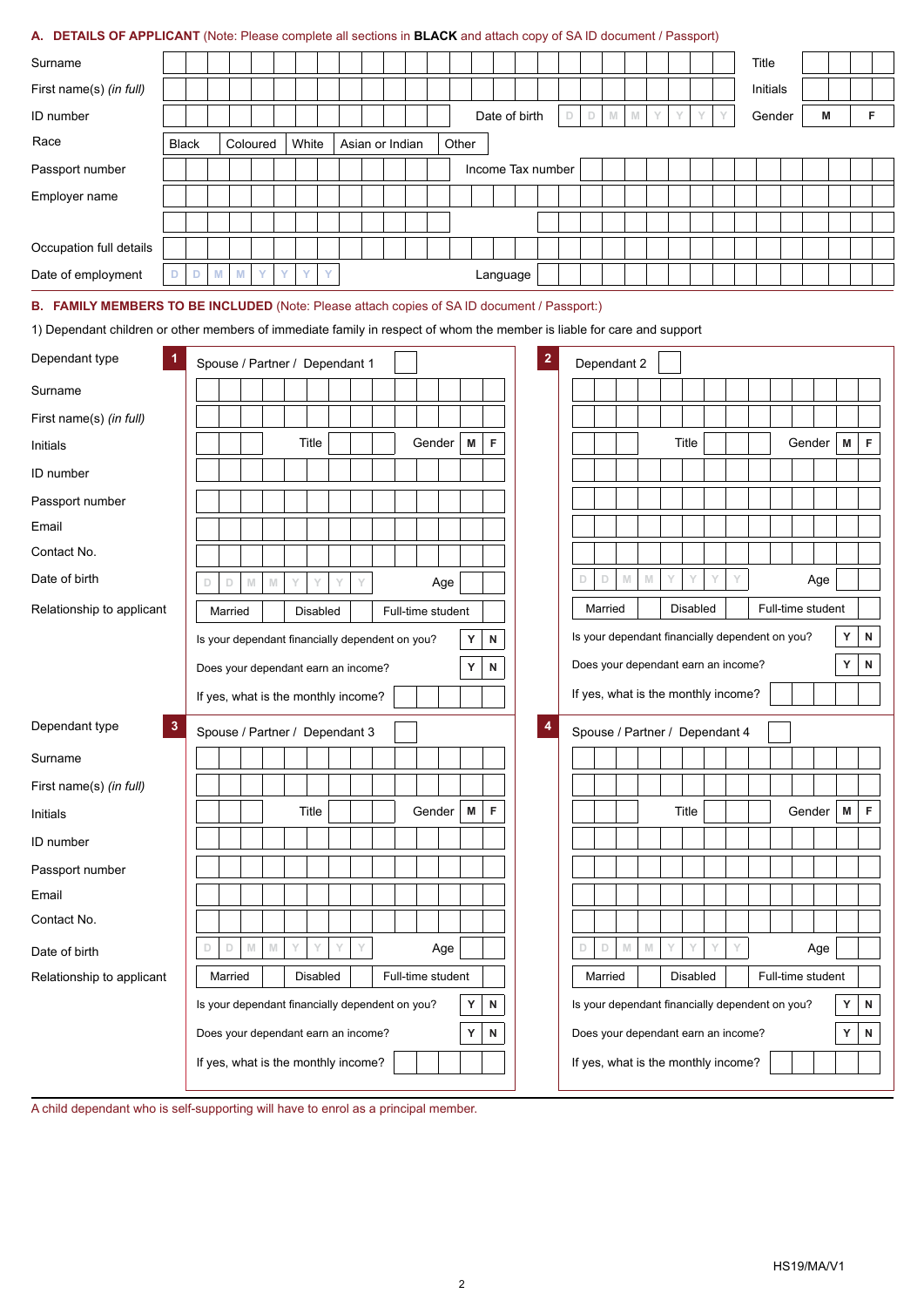## A. DETAILS OF APPLICANT (Note: Please complete all sections in **BLACK** and attach copy of SA ID document / Passport)

| | | | |
|---|---|---|---|
| Surname | | Title | |
| First name(s) *(in full)* | | Initials | |
| ID number | | Date of birth D D M M Y Y Y Y | Gender M F |
| Race | Black / Coloured / White / Asian or Indian / Other | | |
| Passport number | | Income Tax number | |
| Employer name | | | |
| Occupation full details | | | |
| Date of employment | D D M M Y Y Y Y | Language | |

## B. FAMILY MEMBERS TO BE INCLUDED (Note: Please attach copies of SA ID document / Passport:)

1) Dependant children or other members of immediate family in respect of whom the member is liable for care and support

| Dependant type | 1 Spouse / Partner / Dependant 1 | 2 Dependant 2 |
|---|---|---|
| Surname | | |
| First name(s) *(in full)* | | |
| Initials | Title / Gender M F | Title / Gender M F |
| ID number | | |
| Passport number | | |
| Email | | |
| Contact No. | | |
| Date of birth | D D M M Y Y Y Y Age | D D M M Y Y Y Y Age |
| Relationship to applicant | Married / Disabled / Full-time student | Married / Disabled / Full-time student |
| | Is your dependant financially dependent on you? Y N | Is your dependant financially dependent on you? Y N |
| | Does your dependant earn an income? Y N | Does your dependant earn an income? Y N |
| | If yes, what is the monthly income? | If yes, what is the monthly income? |

| Dependant type | 3 Spouse / Partner / Dependant 3 | 4 Spouse / Partner / Dependant 4 |
|---|---|---|
| Surname | | |
| First name(s) *(in full)* | | |
| Initials | Title / Gender M F | Title / Gender M F |
| ID number | | |
| Passport number | | |
| Email | | |
| Contact No. | | |
| Date of birth | D D M M Y Y Y Y Age | D D M M Y Y Y Y Age |
| Relationship to applicant | Married / Disabled / Full-time student | Married / Disabled / Full-time student |
| | Is your dependant financially dependent on you? Y N | Is your dependant financially dependent on you? Y N |
| | Does your dependant earn an income? Y N | Does your dependant earn an income? Y N |
| | If yes, what is the monthly income? | If yes, what is the monthly income? |

A child dependant who is self-supporting will have to enrol as a principal member.

HS19/MA/V1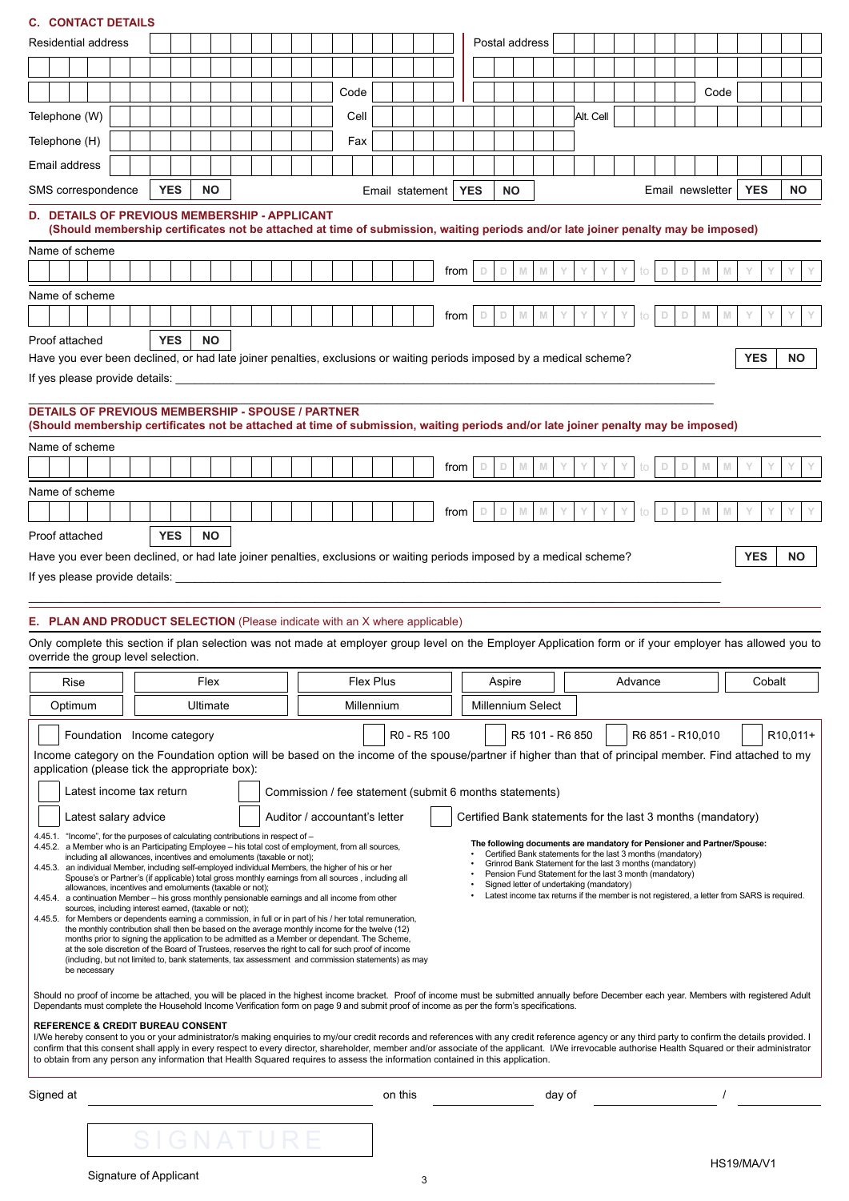## C. CONTACT DETAILS

| | | | |
|---|---|---|---|
| Residential address | | Postal address | |
| | | | |
| | Code | | Code |
| Telephone (W) | Cell | Alt. Cell | |
| Telephone (H) | Fax | | |
| Email address | | | |
| SMS correspondence YES NO | Email statement YES NO | Email newsletter YES NO | |

## D. DETAILS OF PREVIOUS MEMBERSHIP - APPLICANT

**(Should membership certificates not be attached at time of submission, waiting periods and/or late joiner penalty may be imposed)**

Name of scheme

from D D M M Y Y Y Y to D D M M Y Y Y Y

Name of scheme

from D D M M Y Y Y Y to D D M M Y Y Y Y

Proof attached YES NO

Have you ever been declined, or had late joiner penalties, exclusions or waiting periods imposed by a medical scheme? YES NO

If yes please provide details: ___

### DETAILS OF PREVIOUS MEMBERSHIP - SPOUSE / PARTNER

**(Should membership certificates not be attached at time of submission, waiting periods and/or late joiner penalty may be imposed)**

Name of scheme

from D D M M Y Y Y Y to D D M M Y Y Y Y

Name of scheme

from D D M M Y Y Y Y to D D M M Y Y Y Y

Proof attached YES NO

Have you ever been declined, or had late joiner penalties, exclusions or waiting periods imposed by a medical scheme? YES NO

If yes please provide details: ___

## E. PLAN AND PRODUCT SELECTION (Please indicate with an X where applicable)

Only complete this section if plan selection was not made at employer group level on the Employer Application form or if your employer has allowed you to override the group level selection.

| | | | | | |
|---|---|---|---|---|---|
| Rise | Flex | Flex Plus | Aspire | Advance | Cobalt |
| Optimum | Ultimate | Millennium | Millennium Select | | |

☐ Foundation Income category ☐ R0 - R5 100 ☐ R5 101 - R6 850 ☐ R6 851 - R10,010 ☐ R10,011+

Income category on the Foundation option will be based on the income of the spouse/partner if higher than that of principal member. Find attached to my application (please tick the appropriate box):

☐ Latest income tax return ☐ Commission / fee statement (submit 6 months statements)

☐ Latest salary advice ☐ Auditor / accountant's letter ☐ Certified Bank statements for the last 3 months (mandatory)

4.45.1. "Income", for the purposes of calculating contributions in respect of –
4.45.2. a Member who is an Participating Employee – his total cost of employment, from all sources, including all allowances, incentives and emoluments (taxable or not);
4.45.3. an individual Member, including self-employed individual Members, the higher of his or her Spouse's or Partner's (if applicable) total gross monthly earnings from all sources , including all allowances, incentives and emoluments (taxable or not);
4.45.4. a continuation Member – his gross monthly pensionable earnings and all income from other sources, including interest earned, (taxable or not);
4.45.5. for Members or dependents earning a commission, in full or in part of his / her total remuneration, the monthly contribution shall then be based on the average monthly income for the twelve (12) months prior to signing the application to be admitted as a Member or dependant. The Scheme, at the sole discretion of the Board of Trustees, reserves the right to call for such proof of income (including, but not limited to, bank statements, tax assessment and commission statements) as may be necessary

**The following documents are mandatory for Pensioner and Partner/Spouse:**

- Certified Bank statements for the last 3 months (mandatory)
- Grinrod Bank Statement for the last 3 months (mandatory)
- Pension Fund Statement for the last 3 month (mandatory)
- Signed letter of undertaking (mandatory)
- Latest income tax returns if the member is not registered, a letter from SARS is required.

Should no proof of income be attached, you will be placed in the highest income bracket. Proof of income must be submitted annually before December each year. Members with registered Adult Dependants must complete the Household Income Verification form on page 9 and submit proof of income as per the form's specifications.

**REFERENCE & CREDIT BUREAU CONSENT**

I/We hereby consent to you or your administrator/s making enquiries to my/our credit records and references with any credit reference agency or any third party to confirm the details provided. I confirm that this consent shall apply in every respect to every director, shareholder, member and/or associate of the applicant. I/We irrevocable authorise Health Squared or their administrator to obtain from any person any information that Health Squared requires to assess the information contained in this application.

Signed at ___ on this ___ day of ___ / ___

SIGNATURE

Signature of Applicant

HS19/MA/V1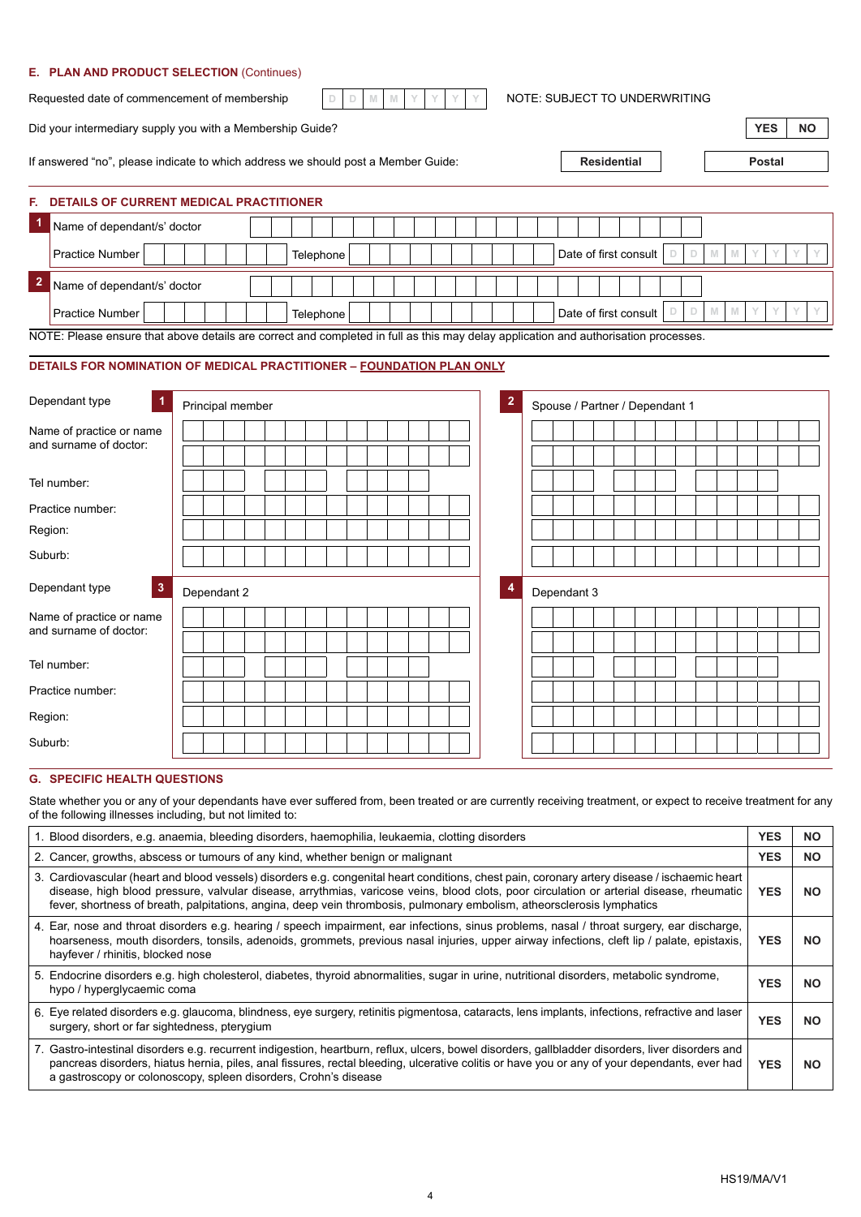## E. PLAN AND PRODUCT SELECTION (Continues)

Requested date of commencement of membership D D M M Y Y Y Y NOTE: SUBJECT TO UNDERWRITING

Did you intermediary supply you with a Membership Guide? **YES** **NO**

If answered "no", please indicate to which address we should post a Member Guide: **Residential** **Postal**

## F. DETAILS OF CURRENT MEDICAL PRACTITIONER

| | | | |
|---|---|---|---|
| 1 | Name of dependant/s' doctor | | |
| | Practice Number | Telephone | Date of first consult D D M M Y Y Y Y |
| 2 | Name of dependant/s' doctor | | |
| | Practice Number | Telephone | Date of first consult D D M M Y Y Y Y |

NOTE: Please ensure that above details are correct and completed in full as this may delay application and authorisation processes.

### DETAILS FOR NOMINATION OF MEDICAL PRACTITIONER – FOUNDATION PLAN ONLY

| Dependant type | 1 Principal member | 2 Spouse / Partner / Dependant 1 |
|---|---|---|
| Name of practice or name and surname of doctor: | | |
| Tel number: | | |
| Practice number: | | |
| Region: | | |
| Suburb: | | |

| Dependant type | 3 Dependant 2 | 4 Dependant 3 |
|---|---|---|
| Name of practice or name and surname of doctor: | | |
| Tel number: | | |
| Practice number: | | |
| Region: | | |
| Suburb: | | |

## G. SPECIFIC HEALTH QUESTIONS

State whether you or any of your dependants have ever suffered from, been treated or are currently receiving treatment, or expect to receive treatment for any of the following illnesses including, but not limited to:

| | | |
|---|---|---|
| 1. Blood disorders, e.g. anaemia, bleeding disorders, haemophilia, leukaemia, clotting disorders | YES | NO |
| 2. Cancer, growths, abscess or tumours of any kind, whether benign or malignant | YES | NO |
| 3. Cardiovascular (heart and blood vessels) disorders e.g. congenital heart conditions, chest pain, coronary artery disease / ischaemic heart disease, high blood pressure, valvular disease, arrythmias, varicose veins, blood clots, poor circulation or arterial disease, rheumatic fever, shortness of breath, palpitations, angina, deep vein thrombosis, pulmonary embolism, atheorsclerosis lymphatics | YES | NO |
| 4. Ear, nose and throat disorders e.g. hearing / speech impairment, ear infections, sinus problems, nasal / throat surgery, ear discharge, hoarseness, mouth disorders, tonsils, adenoids, grommets, previous nasal injuries, upper airway infections, cleft lip / palate, epistaxis, hayfever / rhinitis, blocked nose | YES | NO |
| 5. Endocrine disorders e.g. high cholesterol, diabetes, thyroid abnormalities, sugar in urine, nutritional disorders, metabolic syndrome, hypo / hyperglycaemic coma | YES | NO |
| 6. Eye related disorders e.g. glaucoma, blindness, eye surgery, retinitis pigmentosa, cataracts, lens implants, infections, refractive and laser surgery, short or far sightedness, pterygium | YES | NO |
| 7. Gastro-intestinal disorders e.g. recurrent indigestion, heartburn, reflux, ulcers, bowel disorders, gallbladder disorders, liver disorders and pancreas disorders, hiatus hernia, piles, anal fissures, rectal bleeding, ulcerative colitis or have you or any of your dependants, ever had a gastroscopy or colonoscopy, spleen disorders, Crohn's disease | YES | NO |

HS19/MA/V1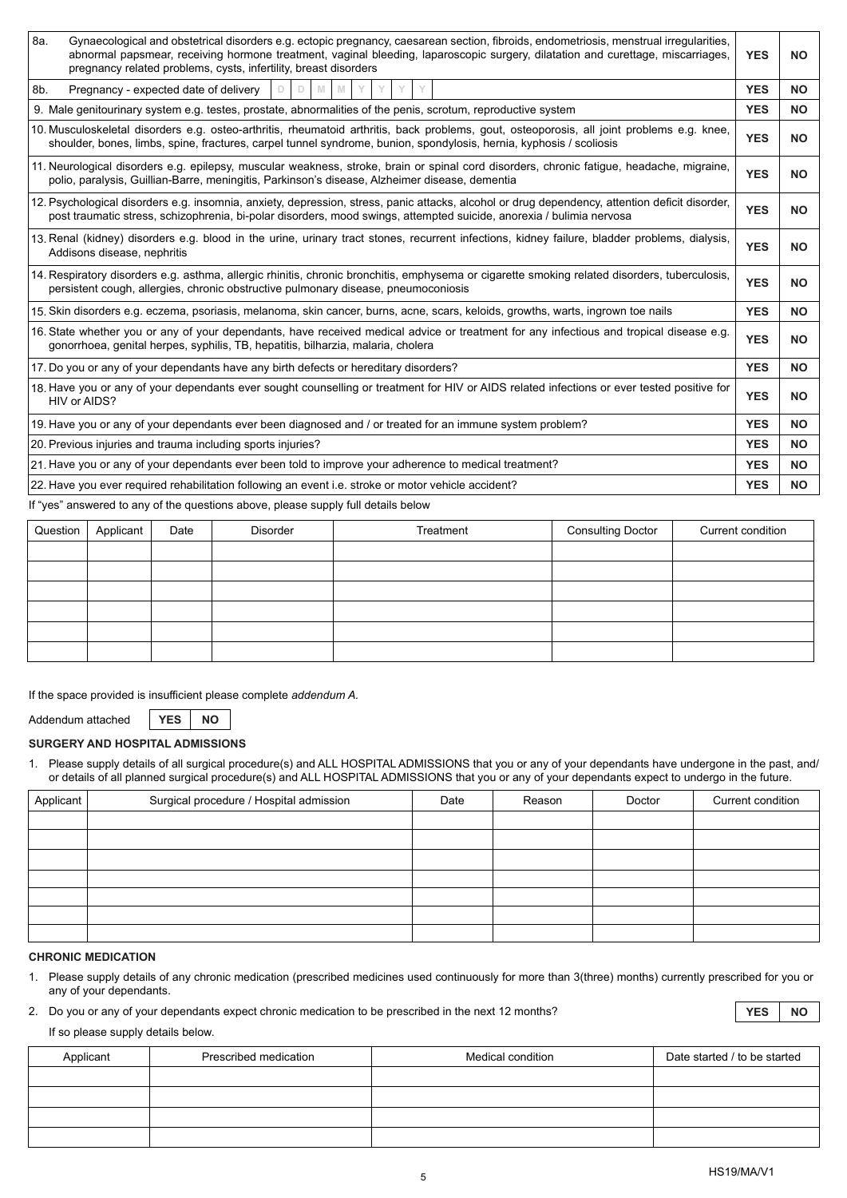| | | | |
|---|---|---|---|
| 8a. | Gynaecological and obstetrical disorders e.g. ectopic pregnancy, caesarean section, fibroids, endometriosis, menstrual irregularities, abnormal papsmear, receiving hormone treatment, vaginal bleeding, laparoscopic surgery, dilatation and curettage, miscarriages, pregnancy related problems, cysts, infertility, breast disorders | **YES** | **NO** |
| 8b. | Pregnancy - expected date of delivery D D M M Y Y Y Y | **YES** | **NO** |
| 9. | Male genitourinary system e.g. testes, prostate, abnormalities of the penis, scrotum, reproductive system | **YES** | **NO** |
| 10. | Musculoskeletal disorders e.g. osteo-arthritis, rheumatoid arthritis, back problems, gout, osteoporosis, all joint problems e.g. knee, shoulder, bones, limbs, spine, fractures, carpel tunnel syndrome, bunion, spondylosis, hernia, kyphosis / scoliosis | **YES** | **NO** |
| 11. | Neurological disorders e.g. epilepsy, muscular weakness, stroke, brain or spinal cord disorders, chronic fatigue, headache, migraine, polio, paralysis, Guillian-Barre, meningitis, Parkinson's disease, Alzheimer disease, dementia | **YES** | **NO** |
| 12. | Psychological disorders e.g. insomnia, anxiety, depression, stress, panic attacks, alcohol or drug dependency, attention deficit disorder, post traumatic stress, schizophrenia, bi-polar disorders, mood swings, attempted suicide, anorexia / bulimia nervosa | **YES** | **NO** |
| 13. | Renal (kidney) disorders e.g. blood in the urine, urinary tract stones, recurrent infections, kidney failure, bladder problems, dialysis, Addisons disease, nephritis | **YES** | **NO** |
| 14. | Respiratory disorders e.g. asthma, allergic rhinitis, chronic bronchitis, emphysema or cigarette smoking related disorders, tuberculosis, persistent cough, allergies, chronic obstructive pulmonary disease, pneumoconiosis | **YES** | **NO** |
| 15. | Skin disorders e.g. eczema, psoriasis, melanoma, skin cancer, burns, acne, scars, keloids, growths, warts, ingrown toe nails | **YES** | **NO** |
| 16. | State whether you or any of your dependants, have received medical advice or treatment for any infectious and tropical disease e.g. gonorrhoea, genital herpes, syphilis, TB, hepatitis, bilharzia, malaria, cholera | **YES** | **NO** |
| 17. | Do you or any of your dependants have any birth defects or hereditary disorders? | **YES** | **NO** |
| 18. | Have you or any of your dependants ever sought counselling or treatment for HIV or AIDS related infections or ever tested positive for HIV or AIDS? | **YES** | **NO** |
| 19. | Have you or any of your dependants ever been diagnosed and / or treated for an immune system problem? | **YES** | **NO** |
| 20. | Previous injuries and trauma including sports injuries? | **YES** | **NO** |
| 21. | Have you or any of your dependants ever been told to improve your adherence to medical treatment? | **YES** | **NO** |
| 22. | Have you ever required rehabilitation following an event i.e. stroke or motor vehicle accident? | **YES** | **NO** |

If "yes" answered to any of the questions above, please supply full details below

| Question | Applicant | Date | Disorder | Treatment | Consulting Doctor | Current condition |
|---|---|---|---|---|---|---|
| | | | | | | |
| | | | | | | |
| | | | | | | |
| | | | | | | |
| | | | | | | |
| | | | | | | |

If the space provided is insufficient please complete *addendum A.*

Addendum attached **YES** **NO**

## SURGERY AND HOSPITAL ADMISSIONS

1. Please supply details of all surgical procedure(s) and ALL HOSPITAL ADMISSIONS that you or any of your dependants have undergone in the past, and/ or details of all planned surgical procedure(s) and ALL HOSPITAL ADMISSIONS that you or any of your dependants expect to undergo in the future.

| Applicant | Surgical procedure / Hospital admission | Date | Reason | Doctor | Current condition |
|---|---|---|---|---|---|
| | | | | | |
| | | | | | |
| | | | | | |
| | | | | | |
| | | | | | |
| | | | | | |
| | | | | | |

## CHRONIC MEDICATION

1. Please supply details of any chronic medication (prescribed medicines used continuously for more than 3(three) months) currently prescribed for you or any of your dependants.
2. Do you or any of your dependants expect chronic medication to be prescribed in the next 12 months? **YES** **NO**

   If so please supply details below.

| Applicant | Prescribed medication | Medical condition | Date started / to be started |
|---|---|---|---|
| | | | |
| | | | |
| | | | |
| | | | |

HS19/MA/V1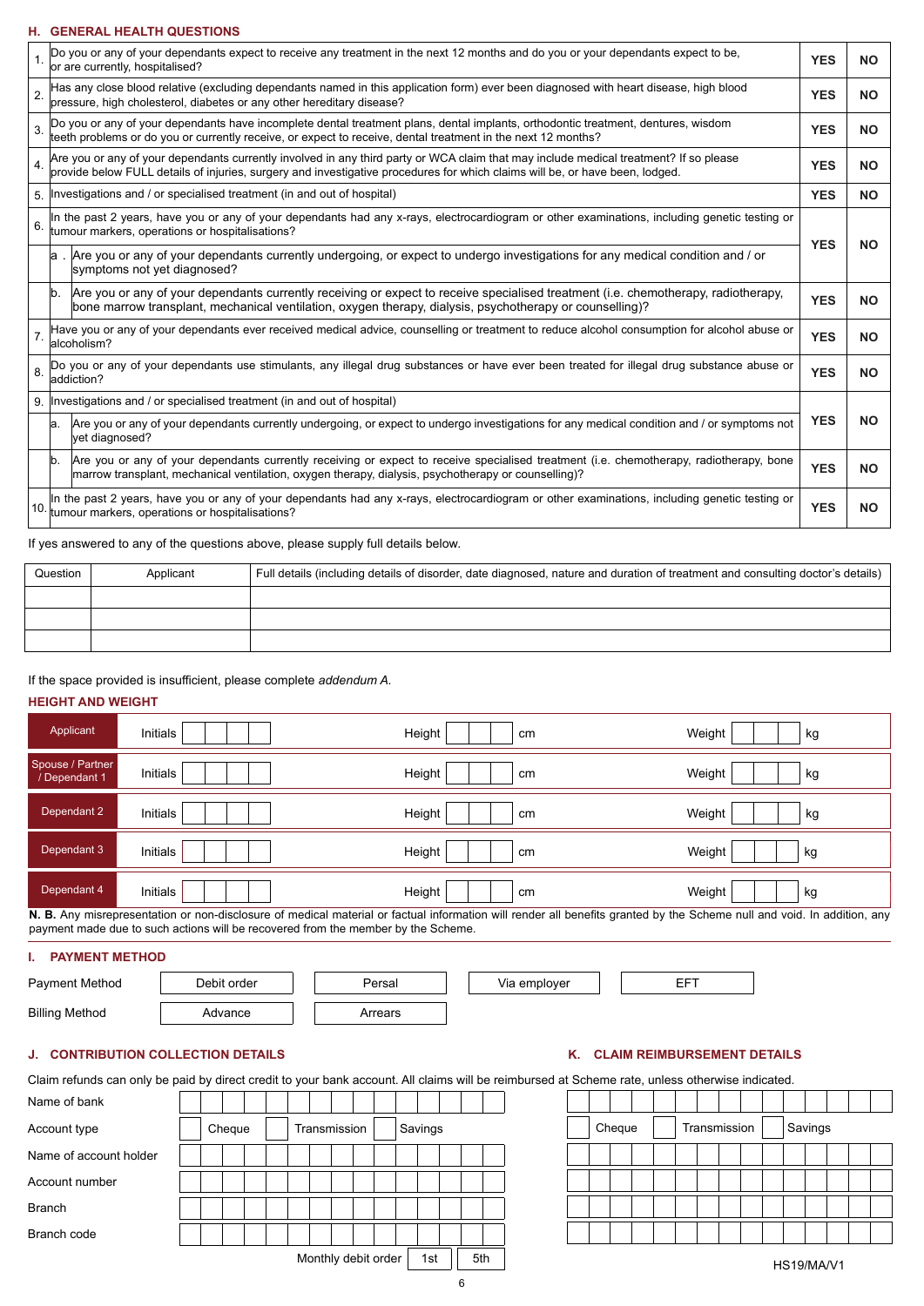## H. GENERAL HEALTH QUESTIONS

| | | | |
|---|---|---|---|
| 1. | Do you or any of your dependants expect to receive any treatment in the next 12 months and do you or your dependants expect to be, or are currently, hospitalised? | YES | NO |
| 2. | Has any close blood relative (excluding dependants named in this application form) ever been diagnosed with heart disease, high blood pressure, high cholesterol, diabetes or any other hereditary disease? | YES | NO |
| 3. | Do you or any of your dependants have incomplete dental treatment plans, dental implants, orthodontic treatment, dentures, wisdom teeth problems or do you or currently receive, or expect to receive, dental treatment in the next 12 months? | YES | NO |
| 4. | Are you or any of your dependants currently involved in any third party or WCA claim that may include medical treatment? If so please provide below FULL details of injuries, surgery and investigative procedures for which claims will be, or have been, lodged. | YES | NO |
| 5. | Investigations and / or specialised treatment (in and out of hospital) | YES | NO |
| 6. | In the past 2 years, have you or any of your dependants had any x-rays, electrocardiogram or other examinations, including genetic testing or tumour markers, operations or hospitalisations? | YES | NO |
| | a . Are you or any of your dependants currently undergoing, or expect to undergo investigations for any medical condition and / or symptoms not yet diagnosed? | | |
| | b. Are you or any of your dependants currently receiving or expect to receive specialised treatment (i.e. chemotherapy, radiotherapy, bone marrow transplant, mechanical ventilation, oxygen therapy, dialysis, psychotherapy or counselling)? | YES | NO |
| 7. | Have you or any of your dependants ever received medical advice, counselling or treatment to reduce alcohol consumption for alcohol abuse or alcoholism? | YES | NO |
| 8. | Do you or any of your dependants use stimulants, any illegal drug substances or have ever been treated for illegal drug substance abuse or addiction? | YES | NO |
| 9. | Investigations and / or specialised treatment (in and out of hospital) | YES | NO |
| | a. Are you or any of your dependants currently undergoing, or expect to undergo investigations for any medical condition and / or symptoms not yet diagnosed? | | |
| | b. Are you or any of your dependants currently receiving or expect to receive specialised treatment (i.e. chemotherapy, radiotherapy, bone marrow transplant, mechanical ventilation, oxygen therapy, dialysis, psychotherapy or counselling)? | YES | NO |
| 10. | In the past 2 years, have you or any of your dependants had any x-rays, electrocardiogram or other examinations, including genetic testing or tumour markers, operations or hospitalisations? | YES | NO |

If yes answered to any of the questions above, please supply full details below.

| Question | Applicant | Full details (including details of disorder, date diagnosed, nature and duration of treatment and consulting doctor's details) |
|---|---|---|
| | | |
| | | |
| | | |

If the space provided is insufficient, please complete *addendum A.*

### HEIGHT AND WEIGHT

| | | | |
|---|---|---|---|
| Applicant | Initials | Height cm | Weight kg |
| Spouse / Partner / Dependant 1 | Initials | Height cm | Weight kg |
| Dependant 2 | Initials | Height cm | Weight kg |
| Dependant 3 | Initials | Height cm | Weight kg |
| Dependant 4 | Initials | Height cm | Weight kg |

**N. B.** Any misrepresentation or non-disclosure of medical material or factual information will render all benefits granted by the Scheme null and void. In addition, any payment made due to such actions will be recovered from the member by the Scheme.

## I. PAYMENT METHOD

Payment Method: Debit order | Persal | Via employer | EFT

Billing Method: Advance | Arrears

## J. CONTRIBUTION COLLECTION DETAILS

## K. CLAIM REIMBURSEMENT DETAILS

Claim refunds can only be paid by direct credit to your bank account. All claims will be reimbursed at Scheme rate, unless otherwise indicated.

| | J. Contribution Collection | K. Claim Reimbursement |
|---|---|---|
| Name of bank | | |
| Account type | Cheque / Transmission / Savings | Cheque / Transmission / Savings |
| Name of account holder | | |
| Account number | | |
| Branch | | |
| Branch code | | |

Monthly debit order: 1st | 5th

HS19/MA/V1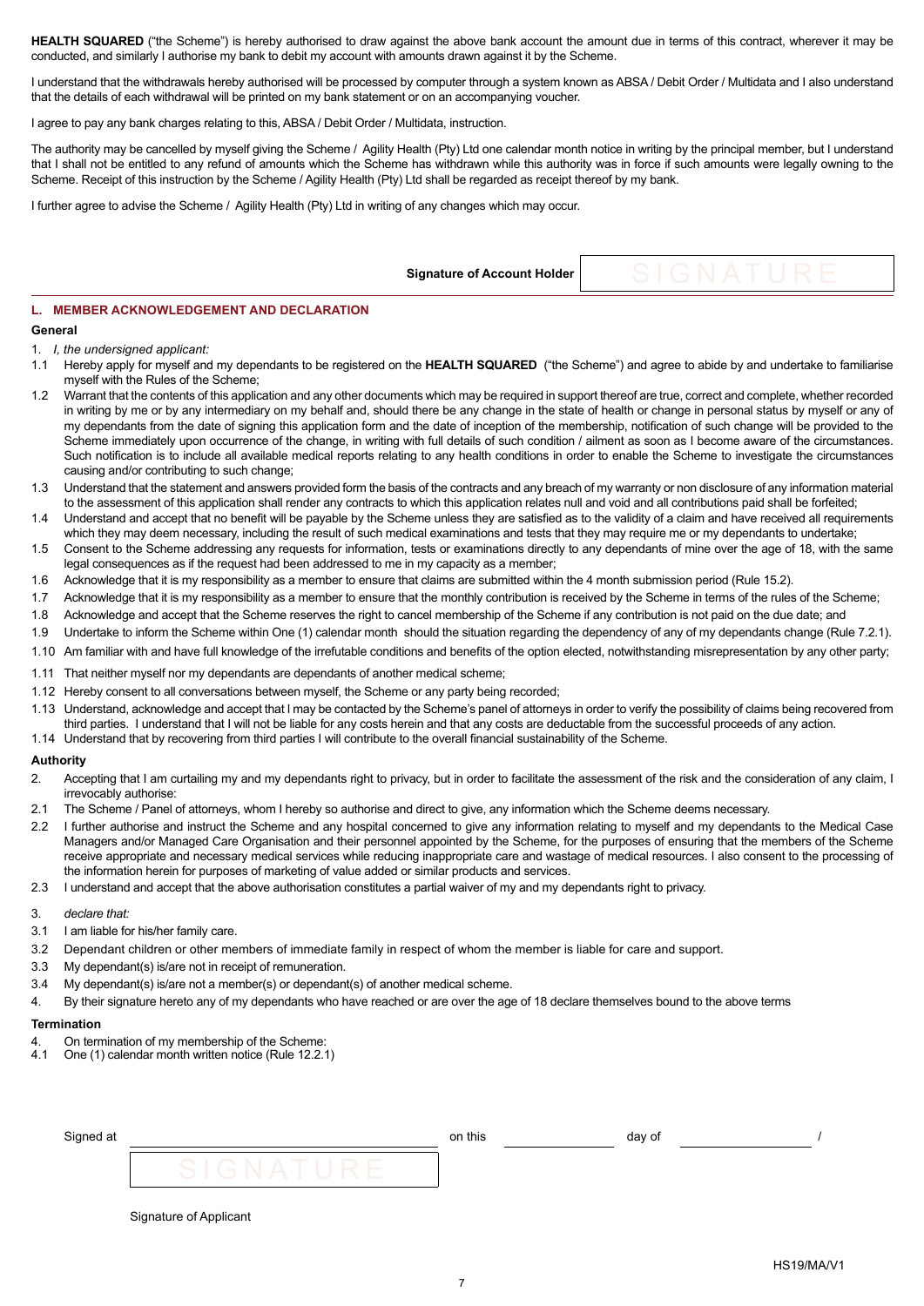**HEALTH SQUARED** ("the Scheme") is hereby authorised to draw against the above bank account the amount due in terms of this contract, wherever it may be conducted, and similarly I authorise my bank to debit my account with amounts drawn against it by the Scheme.

I understand that the withdrawals hereby authorised will be processed by computer through a system known as ABSA / Debit Order / Multidata and I also understand that the details of each withdrawal will be printed on my bank statement or on an accompanying voucher.

I agree to pay any bank charges relating to this, ABSA / Debit Order / Multidata, instruction.

The authority may be cancelled by myself giving the Scheme / Agility Health (Pty) Ltd one calendar month notice in writing by the principal member, but I understand that I shall not be entitled to any refund of amounts which the Scheme has withdrawn while this authority was in force if such amounts were legally owning to the Scheme. Receipt of this instruction by the Scheme / Agility Health (Pty) Ltd shall be regarded as receipt thereof by my bank.

I further agree to advise the Scheme / Agility Health (Pty) Ltd in writing of any changes which may occur.

**Signature of Account Holder** SIGNATURE

## L. MEMBER ACKNOWLEDGEMENT AND DECLARATION

### General

1. *I, the undersigned applicant:*

1.1 Hereby apply for myself and my dependants to be registered on the **HEALTH SQUARED** ("the Scheme") and agree to abide by and undertake to familiarise myself with the Rules of the Scheme;

1.2 Warrant that the contents of this application and any other documents which may be required in support thereof are true, correct and complete, whether recorded in writing by me or by any intermediary on my behalf and, should there be any change in the state of health or change in personal status by myself or any of my dependants from the date of signing this application form and the date of inception of the membership, notification of such change will be provided to the Scheme immediately upon occurrence of the change, in writing with full details of such condition / ailment as soon as I become aware of the circumstances. Such notification is to include all available medical reports relating to any health conditions in order to enable the Scheme to investigate the circumstances causing and/or contributing to such change;

1.3 Understand that the statement and answers provided form the basis of the contracts and any breach of my warranty or non disclosure of any information material to the assessment of this application shall render any contracts to which this application relates null and void and all contributions paid shall be forfeited;

1.4 Understand and accept that no benefit will be payable by the Scheme unless they are satisfied as to the validity of a claim and have received all requirements which they may deem necessary, including the result of such medical examinations and tests that they may require me or my dependants to undertake;

1.5 Consent to the Scheme addressing any requests for information, tests or examinations directly to any dependants of mine over the age of 18, with the same legal consequences as if the request had been addressed to me in my capacity as a member;

1.6 Acknowledge that it is my responsibility as a member to ensure that claims are submitted within the 4 month submission period (Rule 15.2).

1.7 Acknowledge that it is my responsibility as a member to ensure that the monthly contribution is received by the Scheme in terms of the rules of the Scheme;

1.8 Acknowledge and accept that the Scheme reserves the right to cancel membership of the Scheme if any contribution is not paid on the due date; and

1.9 Undertake to inform the Scheme within One (1) calendar month should the situation regarding the dependency of any of my dependants change (Rule 7.2.1).

1.10 Am familiar with and have full knowledge of the irrefutable conditions and benefits of the option elected, notwithstanding misrepresentation by any other party;

1.11 That neither myself nor my dependants are dependants of another medical scheme;

1.12 Hereby consent to all conversations between myself, the Scheme or any party being recorded;

1.13 Understand, acknowledge and accept that I may be contacted by the Scheme's panel of attorneys in order to verify the possibility of claims being recovered from third parties. I understand that I will not be liable for any costs herein and that any costs are deductable from the successful proceeds of any action.

1.14 Understand that by recovering from third parties I will contribute to the overall financial sustainability of the Scheme.

### Authority

2. Accepting that I am curtailing my and my dependants right to privacy, but in order to facilitate the assessment of the risk and the consideration of any claim, I irrevocably authorise:

2.1 The Scheme / Panel of attorneys, whom I hereby so authorise and direct to give, any information which the Scheme deems necessary.

2.2 I further authorise and instruct the Scheme and any hospital concerned to give any information relating to myself and my dependants to the Medical Case Managers and/or Managed Care Organisation and their personnel appointed by the Scheme, for the purposes of ensuring that the members of the Scheme receive appropriate and necessary medical services while reducing inappropriate care and wastage of medical resources. I also consent to the processing of the information herein for purposes of marketing of value added or similar products and services.

2.3 I understand and accept that the above authorisation constitutes a partial waiver of my and my dependants right to privacy.

3. *declare that:*

3.1 I am liable for his/her family care.

3.2 Dependant children or other members of immediate family in respect of whom the member is liable for care and support.

3.3 My dependant(s) is/are not in receipt of remuneration.

3.4 My dependant(s) is/are not a member(s) or dependant(s) of another medical scheme.

4. By their signature hereto any of my dependants who have reached or are over the age of 18 declare themselves bound to the above terms

### Termination

4. On termination of my membership of the Scheme:

4.1 One (1) calendar month written notice (Rule 12.2.1)

Signed at ______________________ on this ____________ day of ______________ /

SIGNATURE

Signature of Applicant

HS19/MA/V1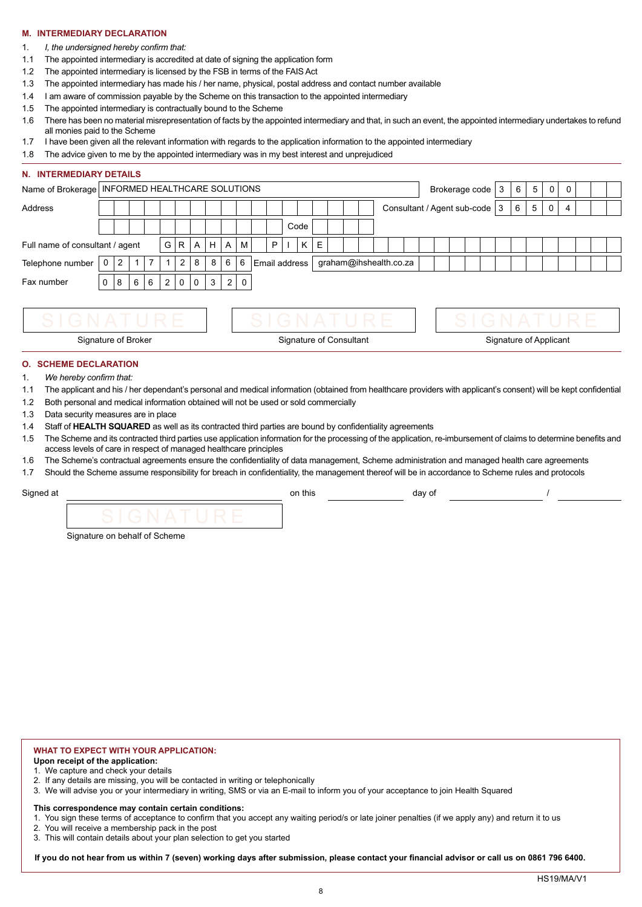## M. INTERMEDIARY DECLARATION

1. *I, the undersigned hereby confirm that:*

1.1 The appointed intermediary is accredited at date of signing the application form

1.2 The appointed intermediary is licensed by the FSB in terms of the FAIS Act

1.3 The appointed intermediary has made his / her name, physical, postal address and contact number available

1.4 I am aware of commission payable by the Scheme on this transaction to the appointed intermediary

1.5 The appointed intermediary is contractually bound to the Scheme

1.6 There has been no material misrepresentation of facts by the appointed intermediary and that, in such an event, the appointed intermediary undertakes to refund all monies paid to the Scheme

1.7 I have been given all the relevant information with regards to the application information to the appointed intermediary

1.8 The advice given to me by the appointed intermediary was in my best interest and unprejudiced

## N. INTERMEDIARY DETAILS

| | | | |
|---|---|---|---|
| Name of Brokerage | INFORMED HEALTHCARE SOLUTIONS | Brokerage code | 36500 |
| Address | | Consultant / Agent sub-code | 36504 |
| | Code | | |
| Full name of consultant / agent | GRAHAM PIKE | | |
| Telephone number | 0217128866 | Email address | graham@ihshealth.co.za |
| Fax number | 0866200320 | | |

Signature of Broker

Signature of Consultant

Signature of Applicant

## O. SCHEME DECLARATION

1. *We hereby confirm that:*

1.1 The applicant and his / her dependant's personal and medical information (obtained from healthcare providers with applicant's consent) will be kept confidential

1.2 Both personal and medical information obtained will not be used or sold commercially

1.3 Data security measures are in place

1.4 Staff of **HEALTH SQUARED** as well as its contracted third parties are bound by confidentiality agreements

1.5 The Scheme and its contracted third parties use application information for the processing of the application, re-imbursement of claims to determine benefits and access levels of care in respect of managed healthcare principles

1.6 The Scheme's contractual agreements ensure the confidentiality of data management, Scheme administration and managed health care agreements

1.7 Should the Scheme assume responsibility for breach in confidentiality, the management thereof will be in accordance to Scheme rules and protocols

Signed at ______________________ on this ____________ day of ____________ / ____________

Signature on behalf of Scheme

**WHAT TO EXPECT WITH YOUR APPLICATION:**

**Upon receipt of the application:**

1. We capture and check your details
2. If any details are missing, you will be contacted in writing or telephonically
3. We will advise you or your intermediary in writing, SMS or via an E-mail to inform you of your acceptance to join Health Squared

**This correspondence may contain certain conditions:**

1. You sign these terms of acceptance to confirm that you accept any waiting period/s or late joiner penalties (if we apply any) and return it to us
2. You will receive a membership pack in the post
3. This will contain details about your plan selection to get you started

**If you do not hear from us within 7 (seven) working days after submission, please contact your financial advisor or call us on 0861 796 6400.**

HS19/MA/V1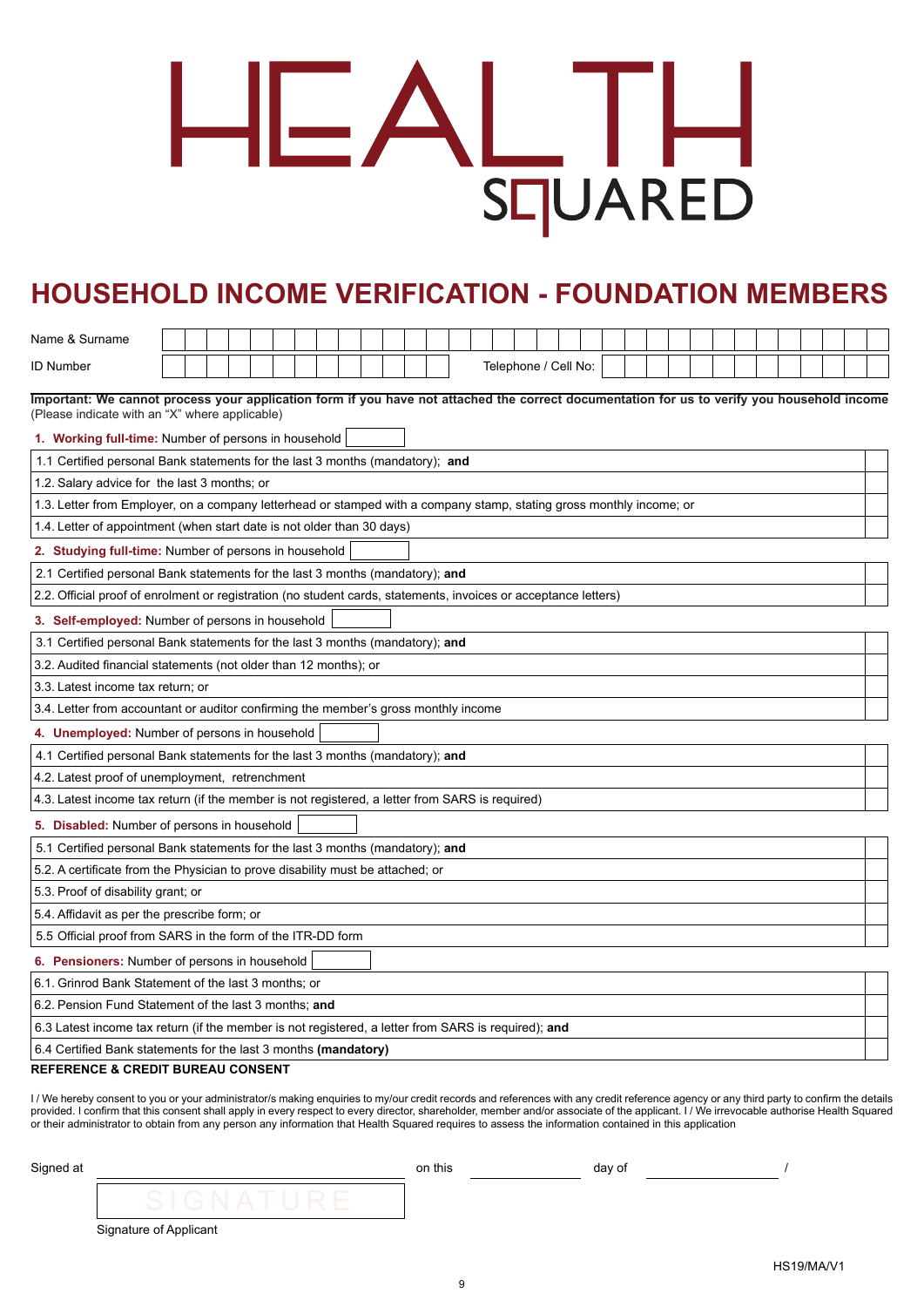# HEALTH SQUARED

## HOUSEHOLD INCOME VERIFICATION - FOUNDATION MEMBERS

| | |
|---|---|
| Name & Surname | |
| ID Number | Telephone / Cell No: |

**Important: We cannot process your application form if you have not attached the correct documentation for us to verify you household income**
(Please indicate with an "X" where applicable)

**1. Working full-time:** Number of persons in household

| | |
|---|---|
| 1.1 Certified personal Bank statements for the last 3 months (mandatory); **and** | |
| 1.2. Salary advice for the last 3 months; or | |
| 1.3. Letter from Employer, on a company letterhead or stamped with a company stamp, stating gross monthly income; or | |
| 1.4. Letter of appointment (when start date is not older than 30 days) | |

**2. Studying full-time:** Number of persons in household

| | |
|---|---|
| 2.1 Certified personal Bank statements for the last 3 months (mandatory); **and** | |
| 2.2. Official proof of enrolment or registration (no student cards, statements, invoices or acceptance letters) | |

**3. Self-employed:** Number of persons in household

| | |
|---|---|
| 3.1 Certified personal Bank statements for the last 3 months (mandatory); **and** | |
| 3.2. Audited financial statements (not older than 12 months); or | |
| 3.3. Latest income tax return; or | |
| 3.4. Letter from accountant or auditor confirming the member's gross monthly income | |

**4. Unemployed:** Number of persons in household

| | |
|---|---|
| 4.1 Certified personal Bank statements for the last 3 months (mandatory); **and** | |
| 4.2. Latest proof of unemployment, retrenchment | |
| 4.3. Latest income tax return (if the member is not registered, a letter from SARS is required) | |

**5. Disabled:** Number of persons in household

| | |
|---|---|
| 5.1 Certified personal Bank statements for the last 3 months (mandatory); **and** | |
| 5.2. A certificate from the Physician to prove disability must be attached; or | |
| 5.3. Proof of disability grant; or | |
| 5.4. Affidavit as per the prescribe form; or | |
| 5.5 Official proof from SARS in the form of the ITR-DD form | |

**6. Pensioners:** Number of persons in household

| | |
|---|---|
| 6.1. Grinrod Bank Statement of the last 3 months; or | |
| 6.2. Pension Fund Statement of the last 3 months; **and** | |
| 6.3 Latest income tax return (if the member is not registered, a letter from SARS is required); **and** | |
| 6.4 Certified Bank statements for the last 3 months **(mandatory)** | |

**REFERENCE & CREDIT BUREAU CONSENT**

I / We hereby consent to you or your administrator/s making enquiries to my/our credit records and references with any credit reference agency or any third party to confirm the details provided. I confirm that this consent shall apply in every respect to every director, shareholder, member and/or associate of the applicant. I / We irrevocable authorise Health Squared or their administrator to obtain from any person any information that Health Squared requires to assess the information contained in this application

Signed at ______________________ on this ______________ day of ______________ /

SIGNATURE

Signature of Applicant

HS19/MA/V1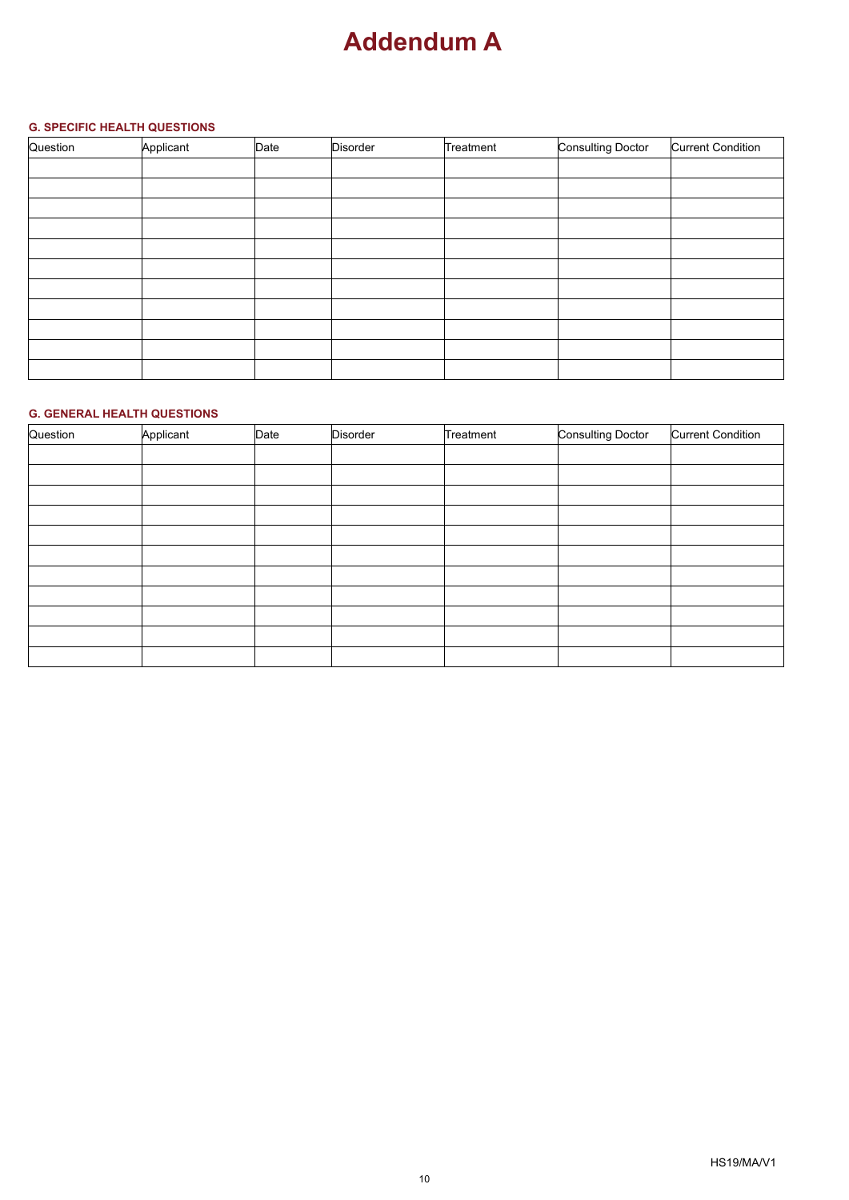# Addendum A

### G. SPECIFIC HEALTH QUESTIONS

| Question | Applicant | Date | Disorder | Treatment | Consulting Doctor | Current Condition |
|---|---|---|---|---|---|---|
| | | | | | | |
| | | | | | | |
| | | | | | | |
| | | | | | | |
| | | | | | | |
| | | | | | | |
| | | | | | | |
| | | | | | | |
| | | | | | | |
| | | | | | | |
| | | | | | | |

### G. GENERAL HEALTH QUESTIONS

| Question | Applicant | Date | Disorder | Treatment | Consulting Doctor | Current Condition |
|---|---|---|---|---|---|---|
| | | | | | | |
| | | | | | | |
| | | | | | | |
| | | | | | | |
| | | | | | | |
| | | | | | | |
| | | | | | | |
| | | | | | | |
| | | | | | | |
| | | | | | | |
| | | | | | | |

HS19/MA/V1